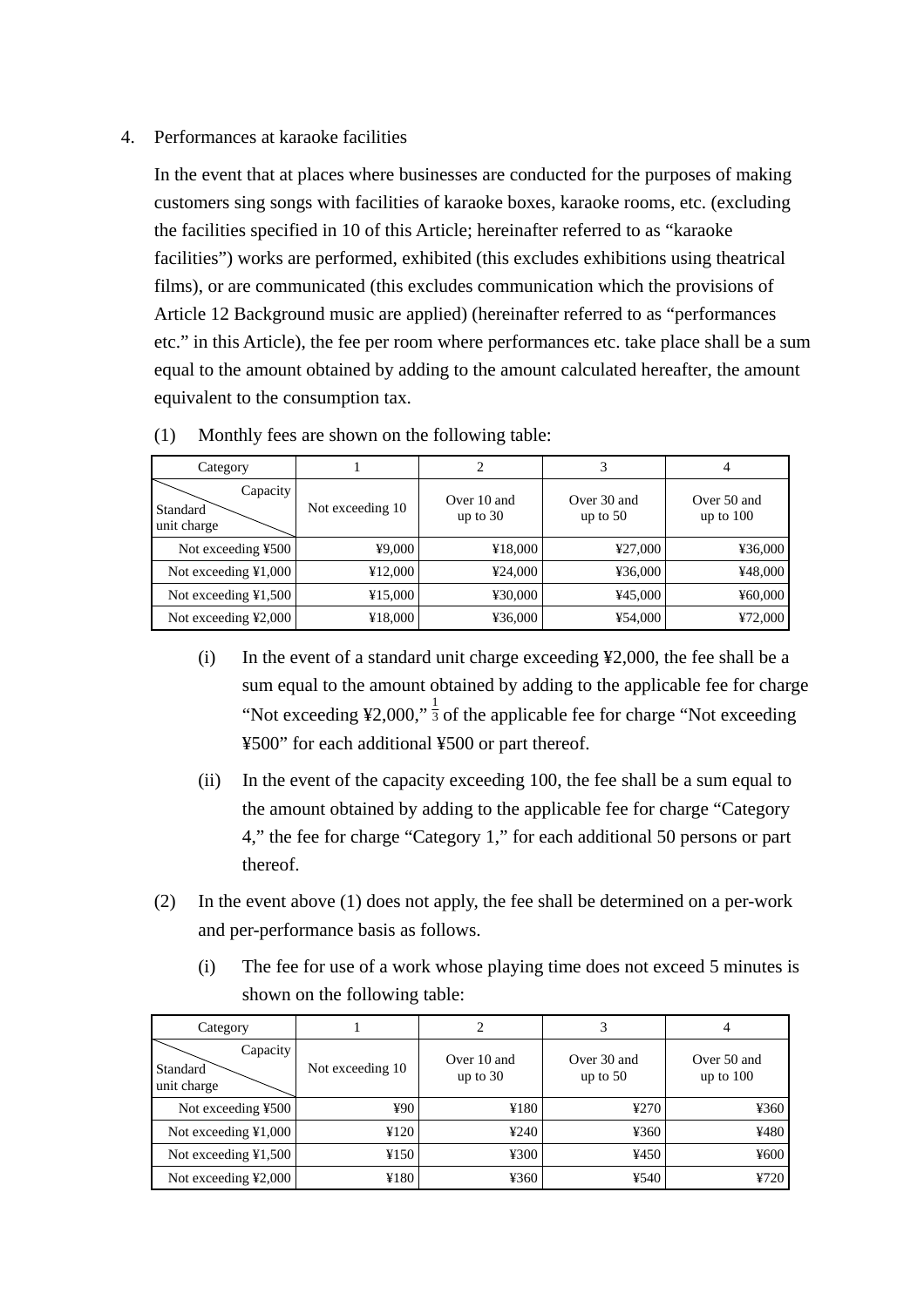4. Performances at karaoke facilities

In the event that at places where businesses are conducted for the purposes of making customers sing songs with facilities of karaoke boxes, karaoke rooms, etc. (excluding the facilities specified in 10 of this Article; hereinafter referred to as “karaoke facilities”) works are performed, exhibited (this excludes exhibitions using theatrical films), or are communicated (this excludes communication which the provisions of Article 12 Background music are applied) (hereinafter referred to as “performances etc.” in this Article), the fee per room where performances etc. take place shall be a sum equal to the amount obtained by adding to the amount calculated hereafter, the amount equivalent to the consumption tax.

(1) Monthly fees are shown on the following table:

| Category | 1 | 2 | 3 | 4 |
|---|---|---|---|---|
| Standard unit charge \ Capacity | Not exceeding 10 | Over 10 and up to 30 | Over 30 and up to 50 | Over 50 and up to 100 |
| Not exceeding ¥500 | ¥9,000 | ¥18,000 | ¥27,000 | ¥36,000 |
| Not exceeding ¥1,000 | ¥12,000 | ¥24,000 | ¥36,000 | ¥48,000 |
| Not exceeding ¥1,500 | ¥15,000 | ¥30,000 | ¥45,000 | ¥60,000 |
| Not exceeding ¥2,000 | ¥18,000 | ¥36,000 | ¥54,000 | ¥72,000 |

(i) In the event of a standard unit charge exceeding ¥2,000, the fee shall be a sum equal to the amount obtained by adding to the applicable fee for charge “Not exceeding ¥2,000,” $\frac{1}{3}$ of the applicable fee for charge “Not exceeding ¥500” for each additional ¥500 or part thereof.

(ii) In the event of the capacity exceeding 100, the fee shall be a sum equal to the amount obtained by adding to the applicable fee for charge “Category 4,” the fee for charge “Category 1,” for each additional 50 persons or part thereof.

(2) In the event above (1) does not apply, the fee shall be determined on a per-work and per-performance basis as follows.

(i) The fee for use of a work whose playing time does not exceed 5 minutes is shown on the following table:

| Category | 1 | 2 | 3 | 4 |
|---|---|---|---|---|
| Standard unit charge \ Capacity | Not exceeding 10 | Over 10 and up to 30 | Over 30 and up to 50 | Over 50 and up to 100 |
| Not exceeding ¥500 | ¥90 | ¥180 | ¥270 | ¥360 |
| Not exceeding ¥1,000 | ¥120 | ¥240 | ¥360 | ¥480 |
| Not exceeding ¥1,500 | ¥150 | ¥300 | ¥450 | ¥600 |
| Not exceeding ¥2,000 | ¥180 | ¥360 | ¥540 | ¥720 |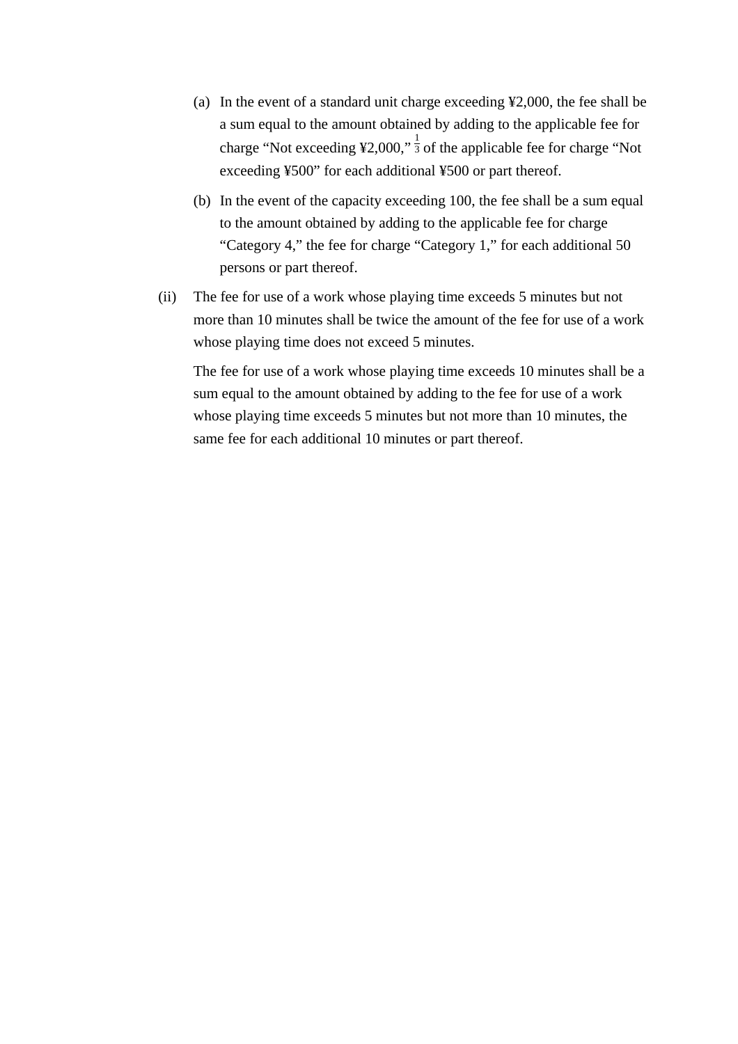(a) In the event of a standard unit charge exceeding ¥2,000, the fee shall be a sum equal to the amount obtained by adding to the applicable fee for charge “Not exceeding ¥2,000,” $\frac{1}{3}$ of the applicable fee for charge “Not exceeding ¥500” for each additional ¥500 or part thereof.

(b) In the event of the capacity exceeding 100, the fee shall be a sum equal to the amount obtained by adding to the applicable fee for charge “Category 4,” the fee for charge “Category 1,” for each additional 50 persons or part thereof.

(ii) The fee for use of a work whose playing time exceeds 5 minutes but not more than 10 minutes shall be twice the amount of the fee for use of a work whose playing time does not exceed 5 minutes.

The fee for use of a work whose playing time exceeds 10 minutes shall be a sum equal to the amount obtained by adding to the fee for use of a work whose playing time exceeds 5 minutes but not more than 10 minutes, the same fee for each additional 10 minutes or part thereof.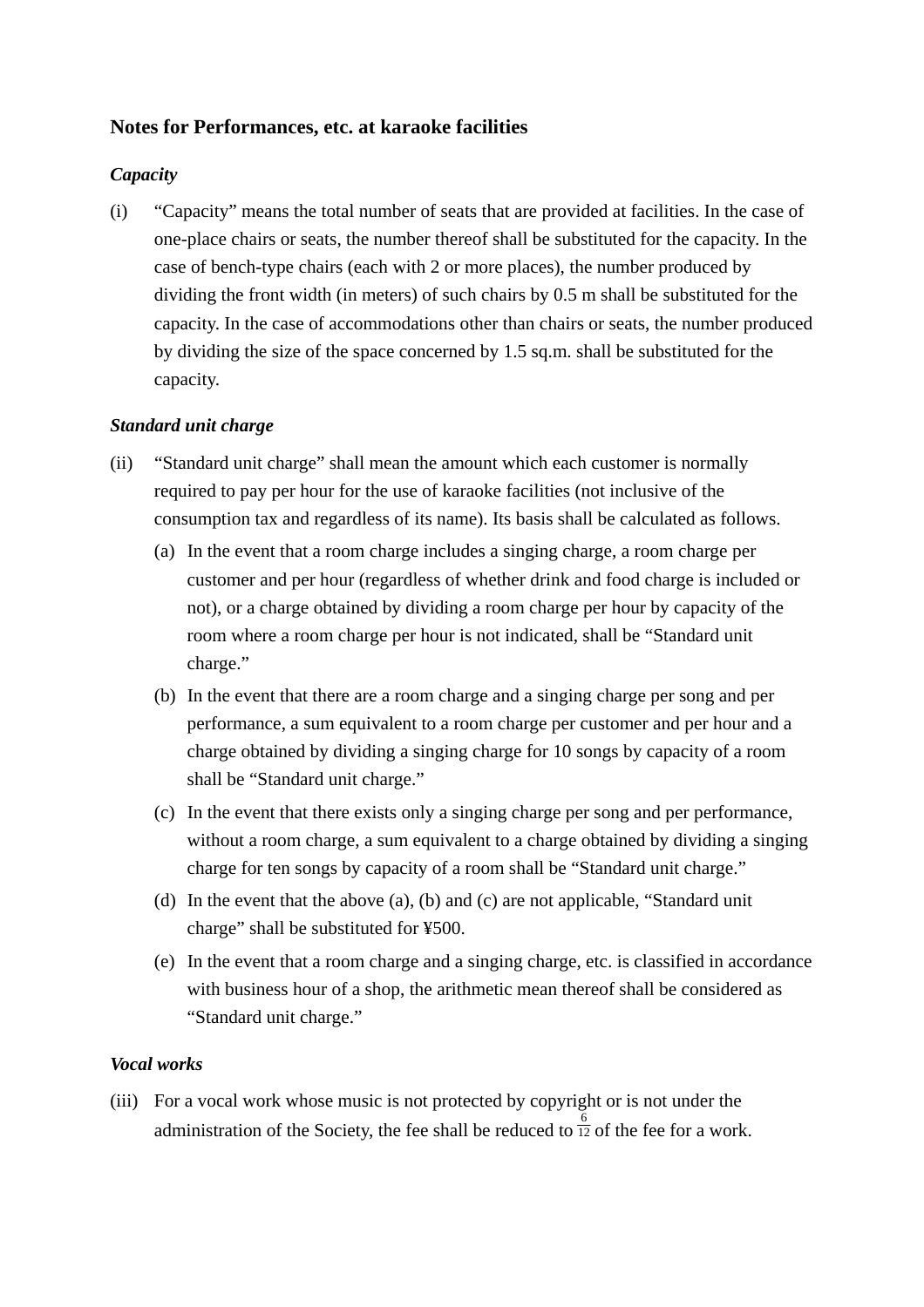**Notes for Performances, etc. at karaoke facilities**

***Capacity***

(i) "Capacity" means the total number of seats that are provided at facilities. In the case of one-place chairs or seats, the number thereof shall be substituted for the capacity. In the case of bench-type chairs (each with 2 or more places), the number produced by dividing the front width (in meters) of such chairs by 0.5 m shall be substituted for the capacity. In the case of accommodations other than chairs or seats, the number produced by dividing the size of the space concerned by 1.5 sq.m. shall be substituted for the capacity.

***Standard unit charge***

(ii) "Standard unit charge" shall mean the amount which each customer is normally required to pay per hour for the use of karaoke facilities (not inclusive of the consumption tax and regardless of its name). Its basis shall be calculated as follows.

(a) In the event that a room charge includes a singing charge, a room charge per customer and per hour (regardless of whether drink and food charge is included or not), or a charge obtained by dividing a room charge per hour by capacity of the room where a room charge per hour is not indicated, shall be "Standard unit charge."

(b) In the event that there are a room charge and a singing charge per song and per performance, a sum equivalent to a room charge per customer and per hour and a charge obtained by dividing a singing charge for 10 songs by capacity of a room shall be "Standard unit charge."

(c) In the event that there exists only a singing charge per song and per performance, without a room charge, a sum equivalent to a charge obtained by dividing a singing charge for ten songs by capacity of a room shall be "Standard unit charge."

(d) In the event that the above (a), (b) and (c) are not applicable, "Standard unit charge" shall be substituted for ¥500.

(e) In the event that a room charge and a singing charge, etc. is classified in accordance with business hour of a shop, the arithmetic mean thereof shall be considered as "Standard unit charge."

***Vocal works***

(iii) For a vocal work whose music is not protected by copyright or is not under the administration of the Society, the fee shall be reduced to $\frac{6}{12}$ of the fee for a work.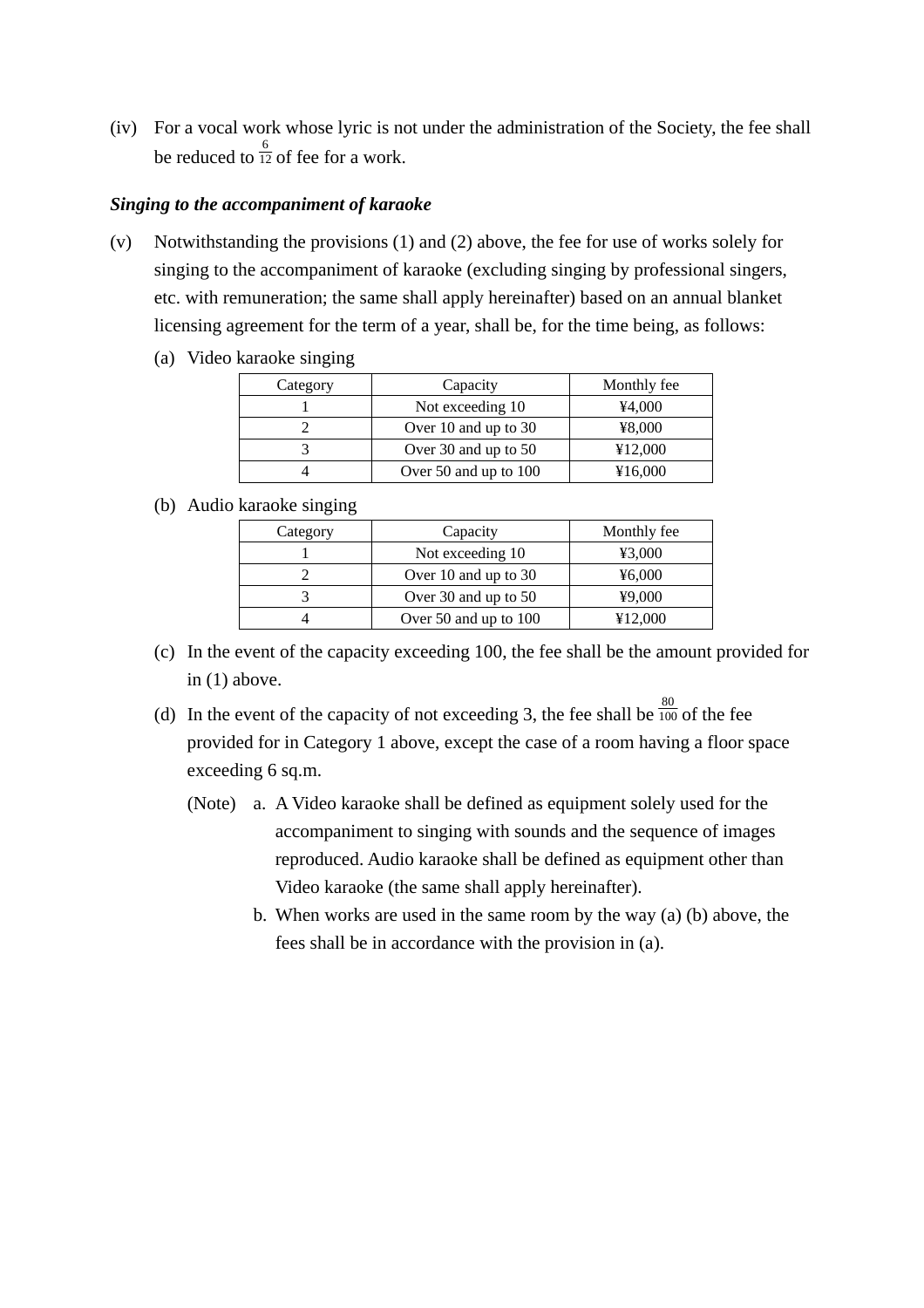(iv) For a vocal work whose lyric is not under the administration of the Society, the fee shall be reduced to $\frac{6}{12}$ of fee for a work.

***Singing to the accompaniment of karaoke***

(v) Notwithstanding the provisions (1) and (2) above, the fee for use of works solely for singing to the accompaniment of karaoke (excluding singing by professional singers, etc. with remuneration; the same shall apply hereinafter) based on an annual blanket licensing agreement for the term of a year, shall be, for the time being, as follows:

(a) Video karaoke singing

| Category | Capacity | Monthly fee |
|---|---|---|
| 1 | Not exceeding 10 | ¥4,000 |
| 2 | Over 10 and up to 30 | ¥8,000 |
| 3 | Over 30 and up to 50 | ¥12,000 |
| 4 | Over 50 and up to 100 | ¥16,000 |

(b) Audio karaoke singing

| Category | Capacity | Monthly fee |
|---|---|---|
| 1 | Not exceeding 10 | ¥3,000 |
| 2 | Over 10 and up to 30 | ¥6,000 |
| 3 | Over 30 and up to 50 | ¥9,000 |
| 4 | Over 50 and up to 100 | ¥12,000 |

(c) In the event of the capacity exceeding 100, the fee shall be the amount provided for in (1) above.

(d) In the event of the capacity of not exceeding 3, the fee shall be $\frac{80}{100}$ of the fee provided for in Category 1 above, except the case of a room having a floor space exceeding 6 sq.m.

(Note) a. A Video karaoke shall be defined as equipment solely used for the accompaniment to singing with sounds and the sequence of images reproduced. Audio karaoke shall be defined as equipment other than Video karaoke (the same shall apply hereinafter).

b. When works are used in the same room by the way (a) (b) above, the fees shall be in accordance with the provision in (a).